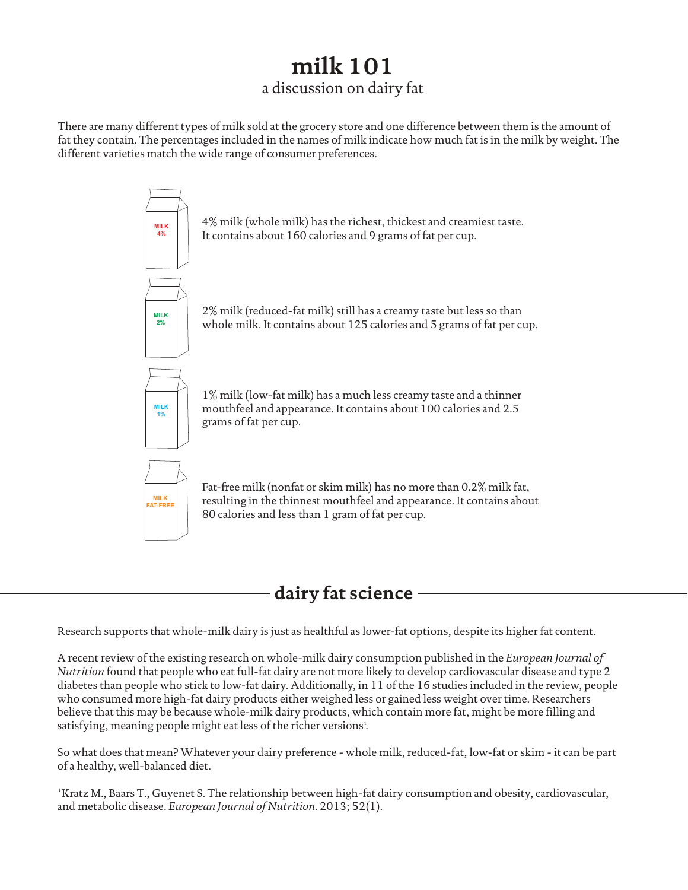# milk 101

a discussion on dairy fat

There are many different types of milk sold at the grocery store and one difference between them is the amount of fat they contain. The percentages included in the names of milk indicate how much fat is in the milk by weight. The different varieties match the wide range of consumer preferences.

MILK 4%

4% milk (whole milk) has the richest, thickest and creamiest taste. It contains about 160 calories and 9 grams of fat per cup.

MILK 2%

2% milk (reduced-fat milk) still has a creamy taste but less so than whole milk. It contains about 125 calories and 5 grams of fat per cup.

MILK 1%

1% milk (low-fat milk) has a much less creamy taste and a thinner mouthfeel and appearance. It contains about 100 calories and 2.5 grams of fat per cup.

MILK FAT-FREE

Fat-free milk (nonfat or skim milk) has no more than 0.2% milk fat, resulting in the thinnest mouthfeel and appearance. It contains about 80 calories and less than 1 gram of fat per cup.

## dairy fat science

Research supports that whole-milk dairy is just as healthful as lower-fat options, despite its higher fat content.

A recent review of the existing research on whole-milk dairy consumption published in the *European Journal of Nutrition* found that people who eat full-fat dairy are not more likely to develop cardiovascular disease and type 2 diabetes than people who stick to low-fat dairy. Additionally, in 11 of the 16 studies included in the review, people who consumed more high-fat dairy products either weighed less or gained less weight over time. Researchers believe that this may be because whole-milk dairy products, which contain more fat, might be more filling and satisfying, meaning people might eat less of the richer versions[1].

So what does that mean? Whatever your dairy preference - whole milk, reduced-fat, low-fat or skim - it can be part of a healthy, well-balanced diet.

[1] Kratz M., Baars T., Guyenet S. The relationship between high-fat dairy consumption and obesity, cardiovascular, and metabolic disease. *European Journal of Nutrition*. 2013; 52(1).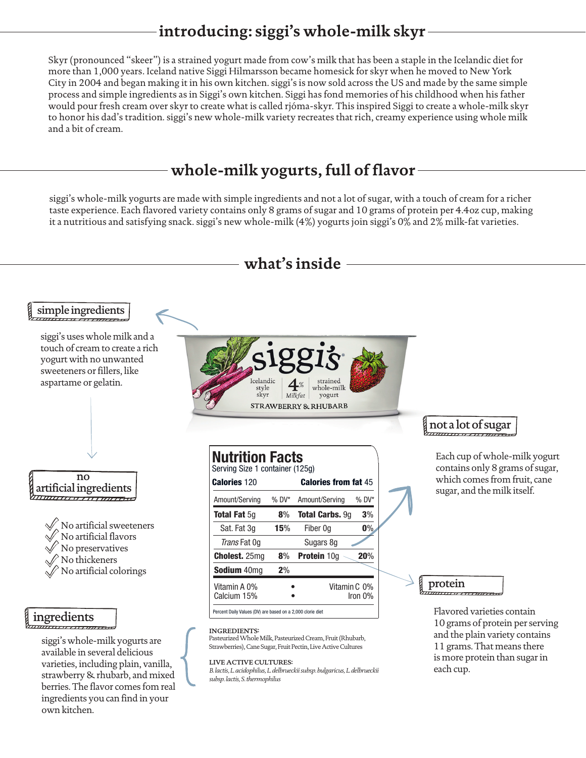## introducing: siggi's whole-milk skyr

Skyr (pronounced "skeer") is a strained yogurt made from cow's milk that has been a staple in the Icelandic diet for more than 1,000 years. Iceland native Siggi Hilmarsson became homesick for skyr when he moved to New York City in 2004 and began making it in his own kitchen. siggi's is now sold across the US and made by the same simple process and simple ingredients as in Siggi's own kitchen. Siggi has fond memories of his childhood when his father would pour fresh cream over skyr to create what is called rjóma-skyr. This inspired Siggi to create a whole-milk skyr to honor his dad's tradition. siggi's new whole-milk variety recreates that rich, creamy experience using whole milk and a bit of cream.

## whole-milk yogurts, full of flavor

siggi's whole-milk yogurts are made with simple ingredients and not a lot of sugar, with a touch of cream for a richer taste experience. Each flavored variety contains only 8 grams of sugar and 10 grams of protein per 4.4oz cup, making it a nutritious and satisfying snack. siggi's new whole-milk (4%) yogurts join siggi's 0% and 2% milk-fat varieties.

## what's inside

### simple ingredients

siggi's uses whole milk and a touch of cream to create a rich yogurt with no unwanted sweeteners or fillers, like aspartame or gelatin.

siggi's

Icelandic style skyr | 4% Milkfat | strained whole-milk yogurt

STRAWBERRY & RHUBARB

### no artificial ingredients

- No artificial sweeteners
- No artificial flavors
- No preservatives
- No thickeners
- No artificial colorings

### Nutrition Facts

Serving Size 1 container (125g)

**Calories** 120 — **Calories from fat** 45

| Amount/Serving | % DV* | Amount/Serving | % DV* |
|---|---|---|---|
| **Total Fat** 5g | 8% | **Total Carbs.** 9g | 3% |
| Sat. Fat 3g | 15% | Fiber 0g | 0% |
| *Trans* Fat 0g | | Sugars 8g | |
| **Cholest.** 25mg | 8% | **Protein** 10g | 20% |
| **Sodium** 40mg | 2% | | |
| Vitamin A 0% | • | Vitamin C 0% | |
| Calcium 15% | • | Iron 0% | |

Percent Daily Values (DV) are based on a 2,000 clorie diet

### not a lot of sugar

Each cup of whole-milk yogurt contains only 8 grams of sugar, which comes from fruit, cane sugar, and the milk itself.

### protein

Flavored varieties contain 10 grams of protein per serving and the plain variety contains 11 grams. That means there is more protein than sugar in each cup.

### ingredients

siggi's whole-milk yogurts are available in several delicious varieties, including plain, vanilla, strawberry & rhubarb, and mixed berries. The flavor comes fom real ingredients you can find in your own kitchen.

**INGREDIENTS:**
Pasteurized Whole Milk, Pasteurized Cream, Fruit (Rhubarb, Strawberries), Cane Sugar, Fruit Pectin, Live Active Cultures

**LIVE ACTIVE CULTURES:**
*B. lactis, L. acidophilus, L. delbrueckii subsp. bulgaricus, L. delbrueckii subsp. lactis, S. thermophilus*